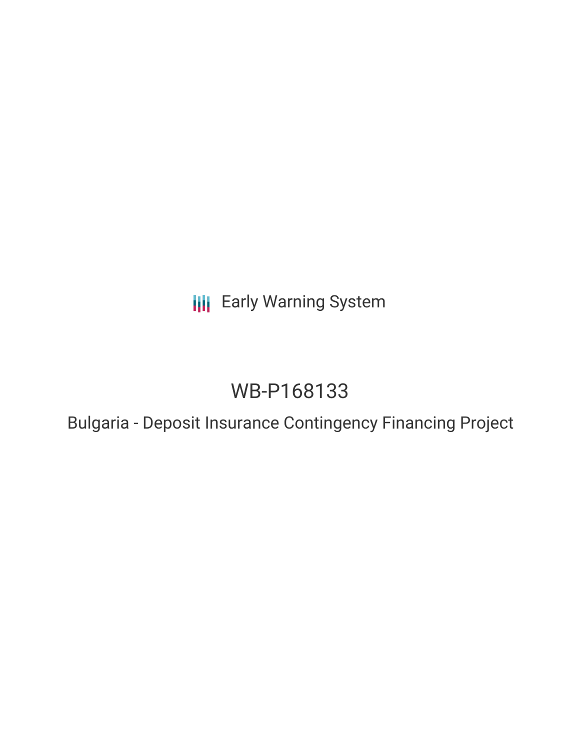Early Warning System

# WB-P168133

## Bulgaria - Deposit Insurance Contingency Financing Project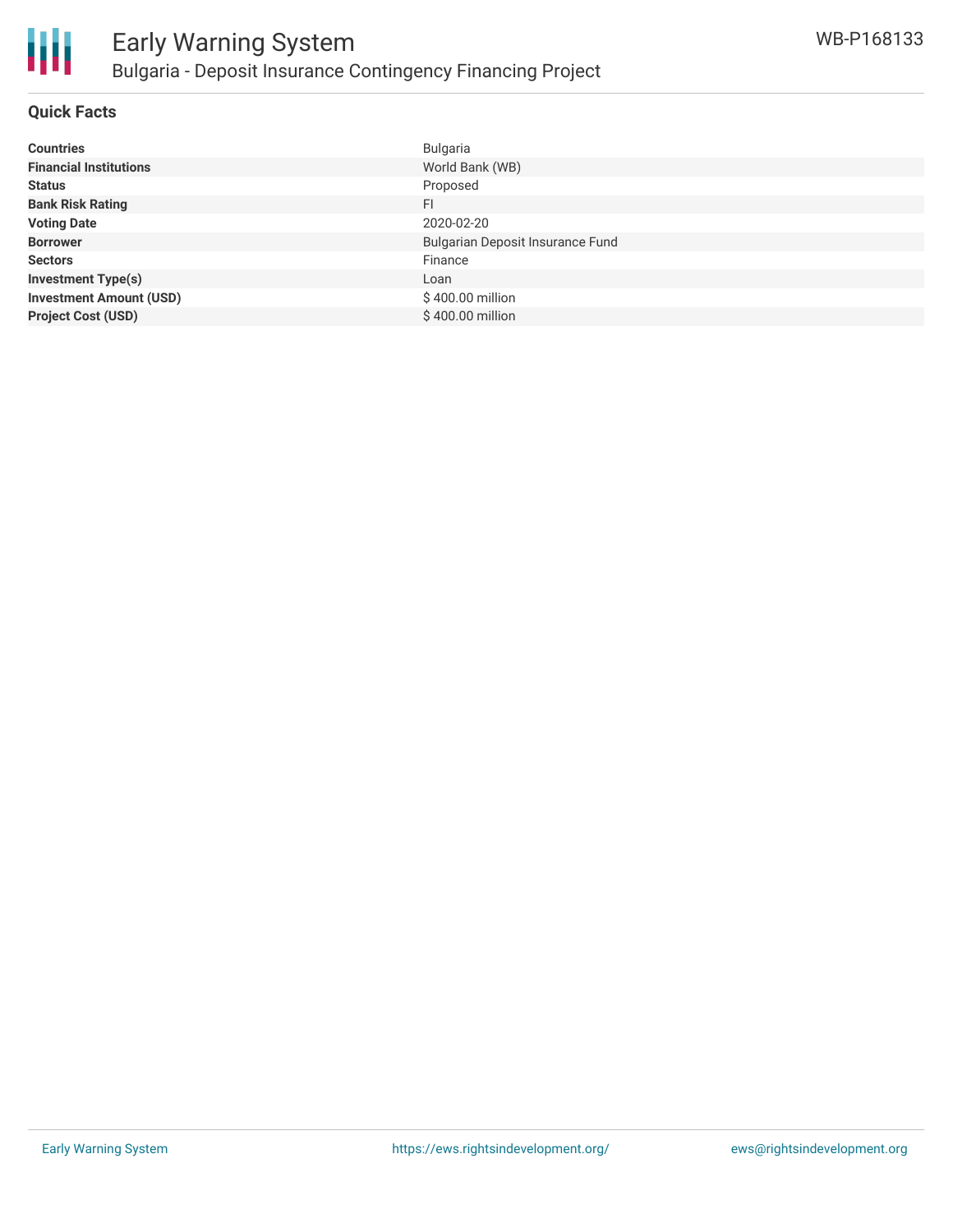# Early Warning System

## Bulgaria - Deposit Insurance Contingency Financing Project

WB-P168133

### Quick Facts

| | |
|---|---|
| **Countries** | Bulgaria |
| **Financial Institutions** | World Bank (WB) |
| **Status** | Proposed |
| **Bank Risk Rating** | FI |
| **Voting Date** | 2020-02-20 |
| **Borrower** | Bulgarian Deposit Insurance Fund |
| **Sectors** | Finance |
| **Investment Type(s)** | Loan |
| **Investment Amount (USD)** | $ 400.00 million |
| **Project Cost (USD)** | $ 400.00 million |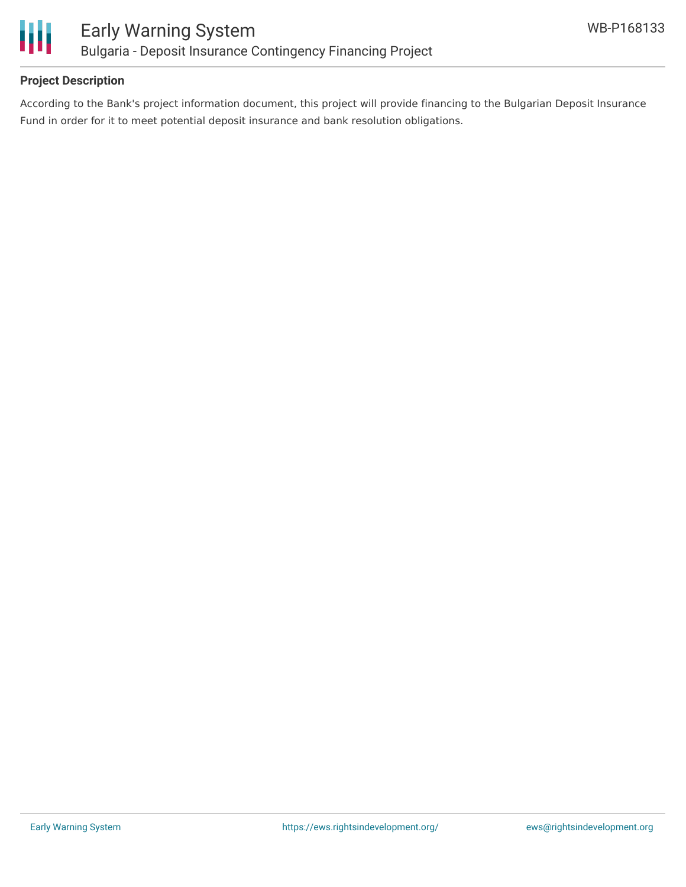**Project Description**

According to the Bank's project information document, this project will provide financing to the Bulgarian Deposit Insurance Fund in order for it to meet potential deposit insurance and bank resolution obligations.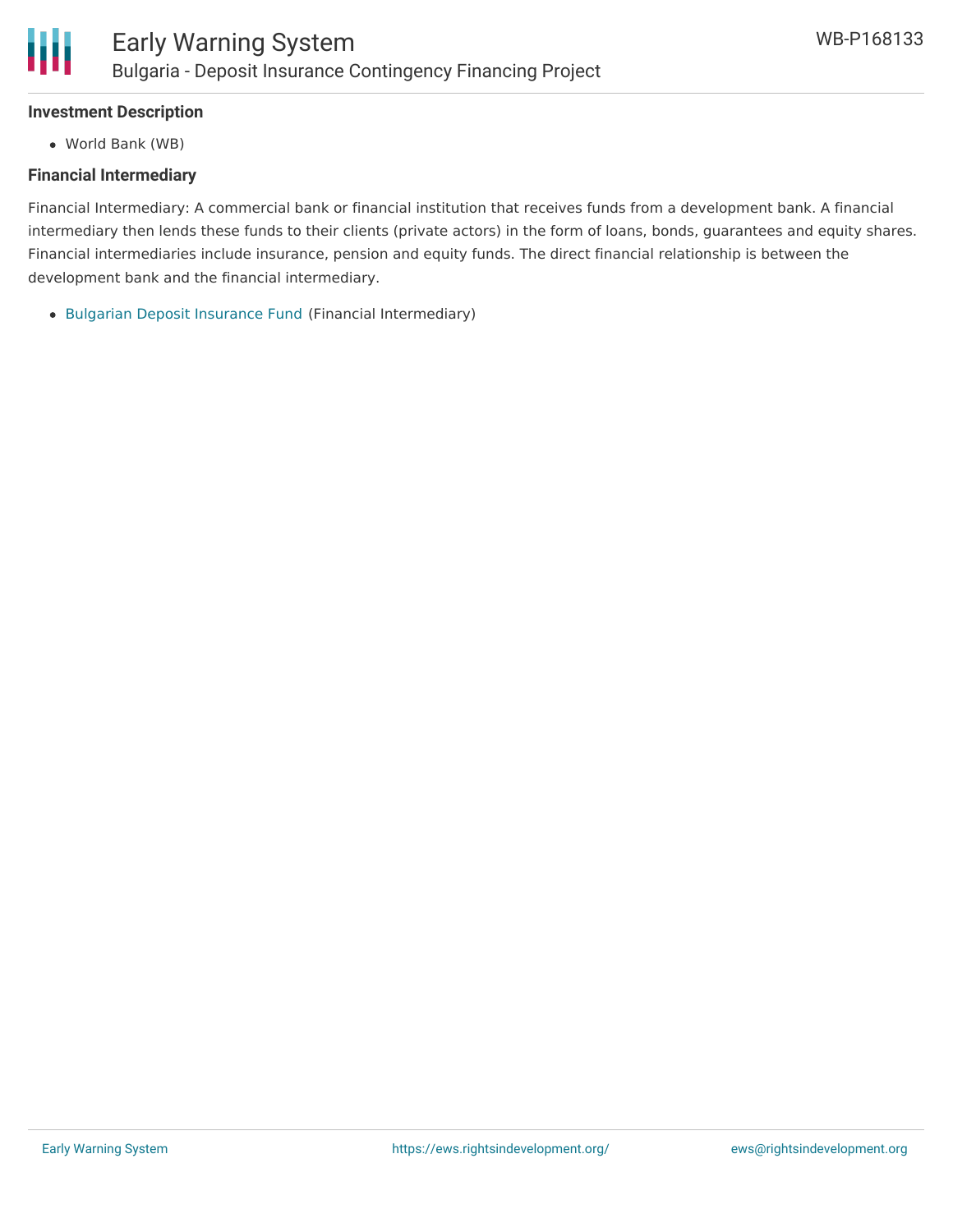### Investment Description

- World Bank (WB)

### Financial Intermediary

Financial Intermediary: A commercial bank or financial institution that receives funds from a development bank. A financial intermediary then lends these funds to their clients (private actors) in the form of loans, bonds, guarantees and equity shares. Financial intermediaries include insurance, pension and equity funds. The direct financial relationship is between the development bank and the financial intermediary.

- Bulgarian Deposit Insurance Fund (Financial Intermediary)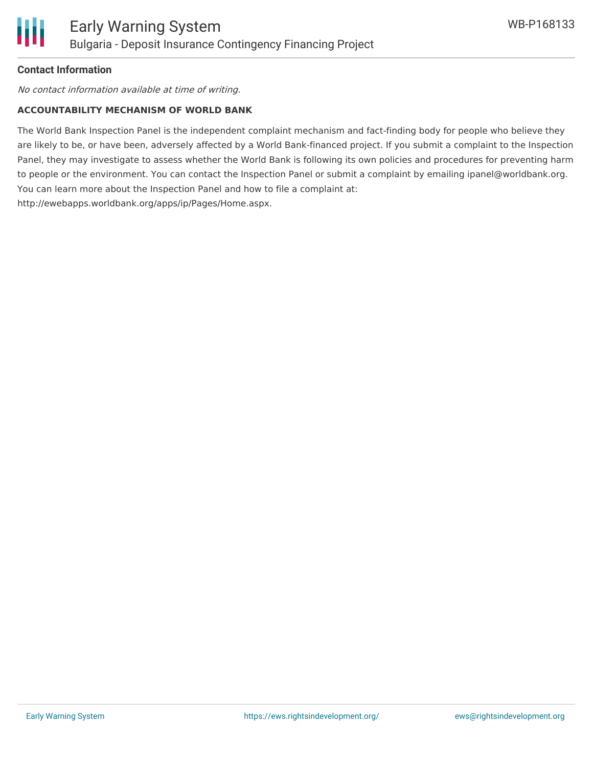## Contact Information

*No contact information available at time of writing.*

**ACCOUNTABILITY MECHANISM OF WORLD BANK**

The World Bank Inspection Panel is the independent complaint mechanism and fact-finding body for people who believe they are likely to be, or have been, adversely affected by a World Bank-financed project. If you submit a complaint to the Inspection Panel, they may investigate to assess whether the World Bank is following its own policies and procedures for preventing harm to people or the environment. You can contact the Inspection Panel or submit a complaint by emailing ipanel@worldbank.org. You can learn more about the Inspection Panel and how to file a complaint at: http://ewebapps.worldbank.org/apps/ip/Pages/Home.aspx.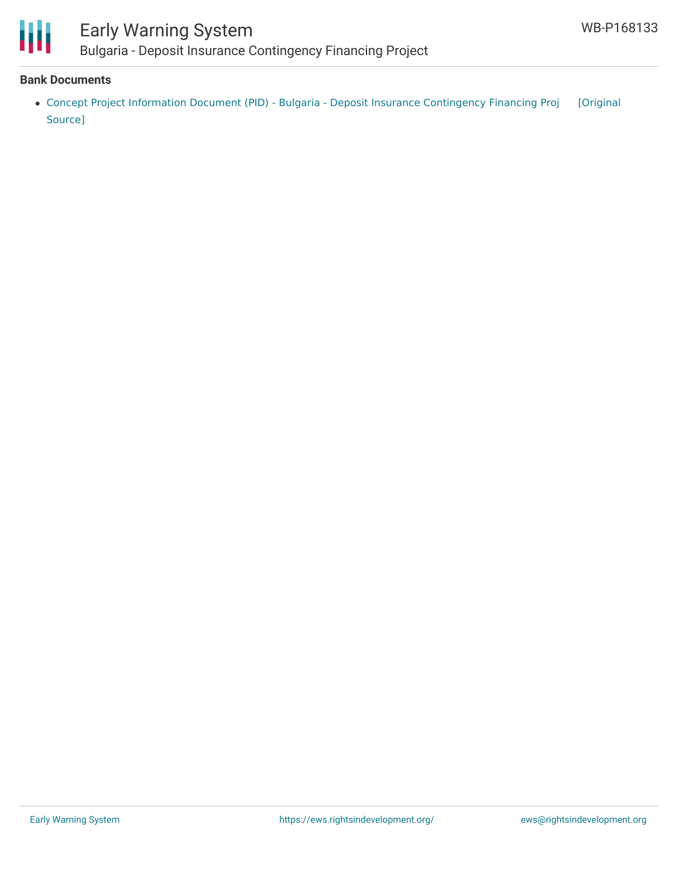## Bank Documents

- Concept Project Information Document (PID) - Bulgaria - Deposit Insurance Contingency Financing Proj [Original Source]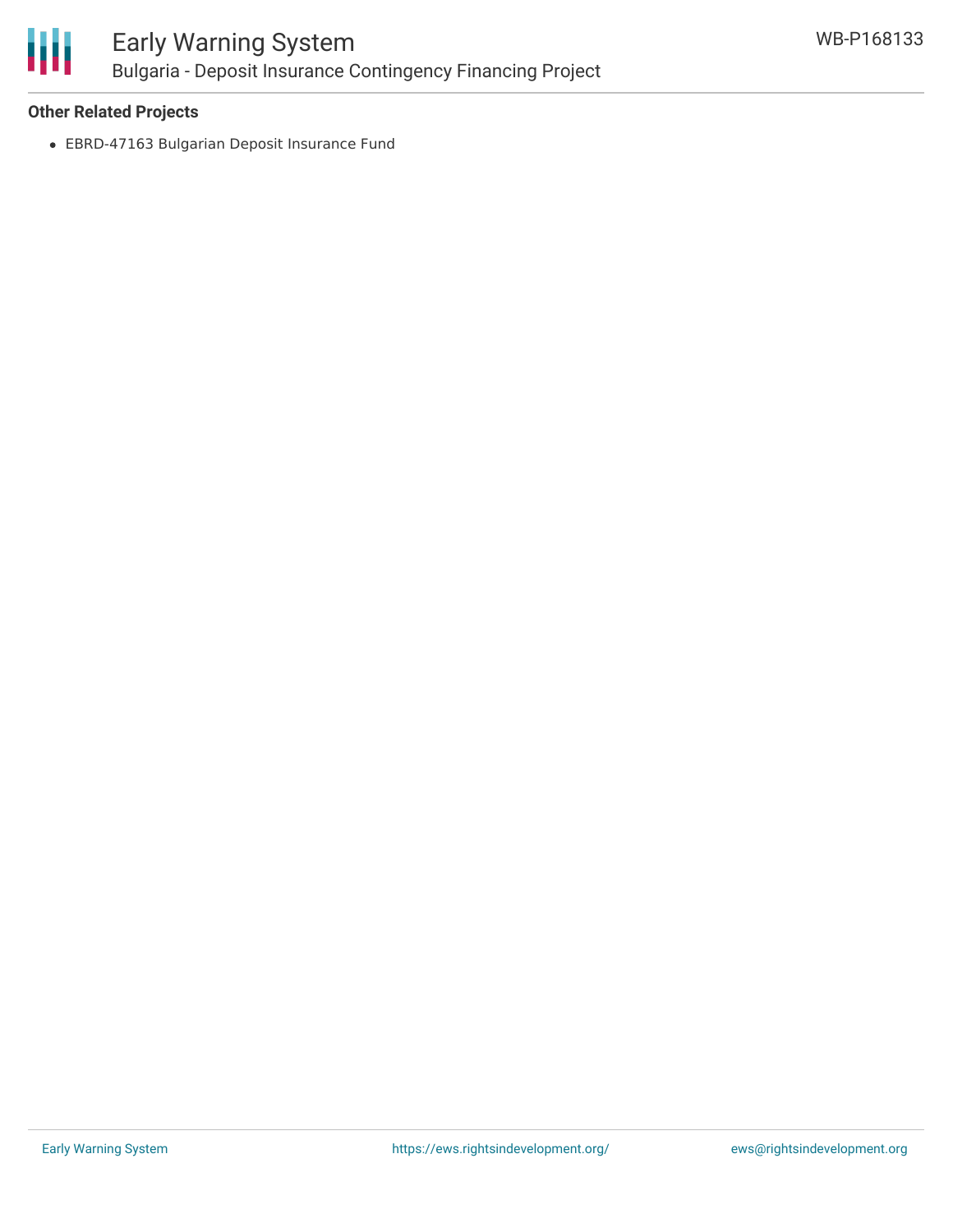**Other Related Projects**

- EBRD-47163 Bulgarian Deposit Insurance Fund